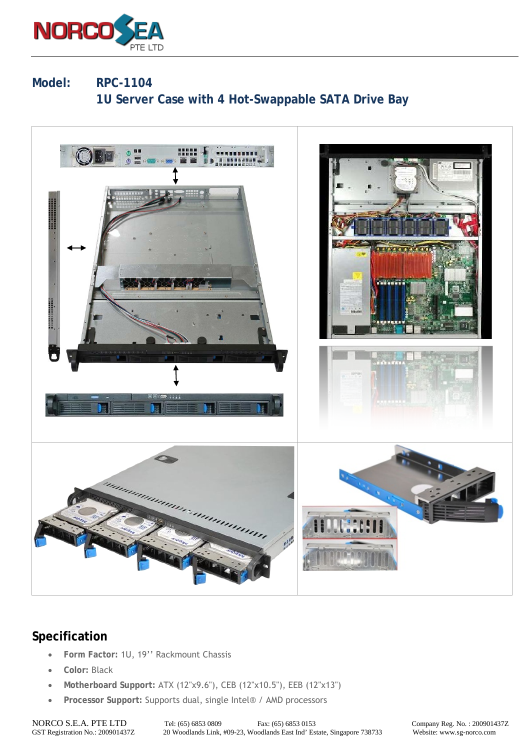**Model: RPC-1104**

**1U Server Case with 4 Hot-Swappable SATA Drive Bay**

## Specification

- **Form Factor:** 1U, 19'' Rackmount Chassis
- **Color:** Black
- **Motherboard Support:** ATX (12"x9.6"), CEB (12"x10.5"), EEB (12"x13")
- **Processor Support:** Supports dual, single Intel® / AMD processors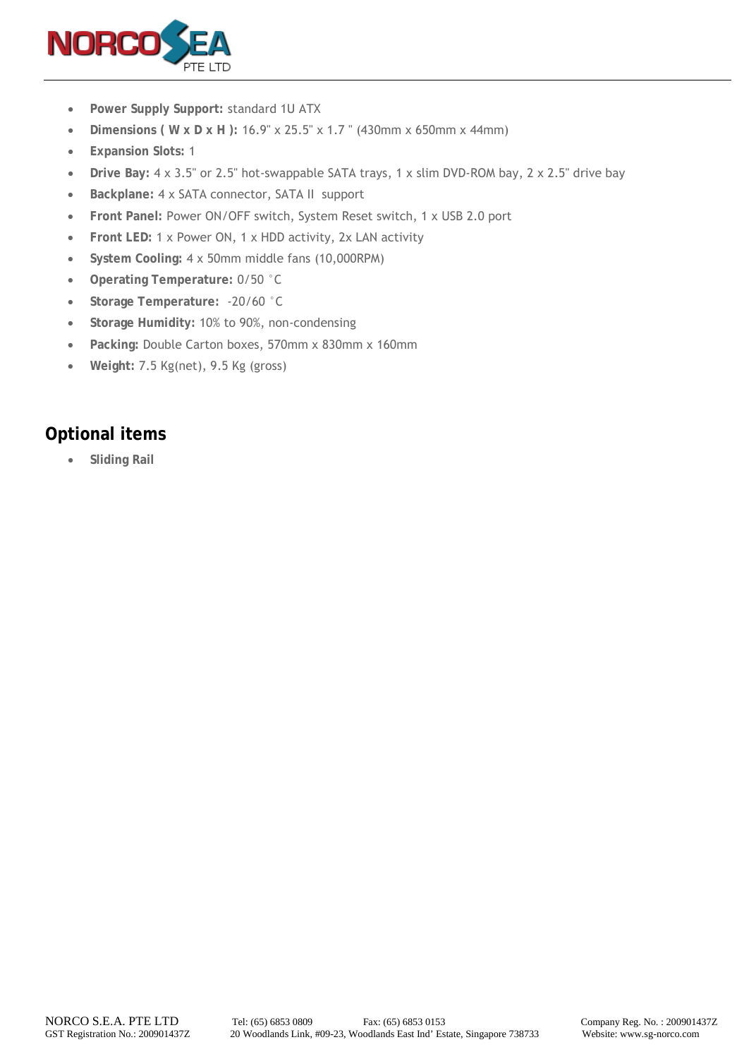- **Power Supply Support:** standard 1U ATX
- **Dimensions ( W x D x H ):** 16.9" x 25.5" x 1.7 " (430mm x 650mm x 44mm)
- **Expansion Slots:** 1
- **Drive Bay:** 4 x 3.5" or 2.5" hot-swappable SATA trays, 1 x slim DVD-ROM bay, 2 x 2.5" drive bay
- **Backplane:** 4 x SATA connector, SATA II support
- **Front Panel:** Power ON/OFF switch, System Reset switch, 1 x USB 2.0 port
- **Front LED:** 1 x Power ON, 1 x HDD activity, 2x LAN activity
- **System Cooling:** 4 x 50mm middle fans (10,000RPM)
- **Operating Temperature:** 0/50 °C
- **Storage Temperature:** -20/60 °C
- **Storage Humidity:** 10% to 90%, non-condensing
- **Packing:** Double Carton boxes, 570mm x 830mm x 160mm
- **Weight:** 7.5 Kg(net), 9.5 Kg (gross)

## Optional items

- **Sliding Rail**